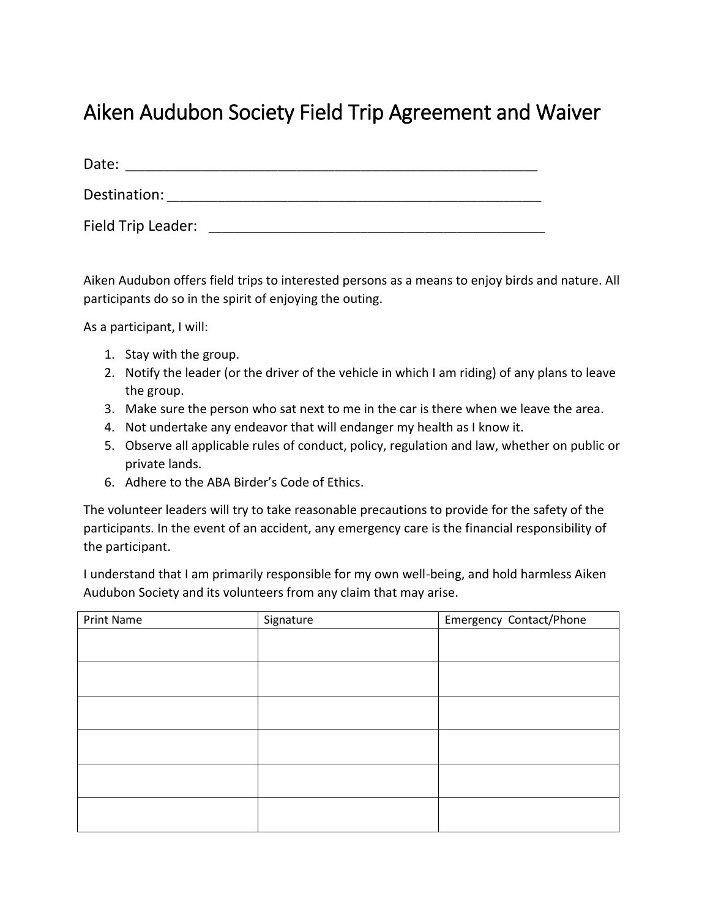# Aiken Audubon Society Field Trip Agreement and Waiver

Date: ______________________________________________________

Destination: __________________________________________________

Field Trip Leader: ____________________________________________

Aiken Audubon offers field trips to interested persons as a means to enjoy birds and nature. All participants do so in the spirit of enjoying the outing.

As a participant, I will:

1. Stay with the group.
2. Notify the leader (or the driver of the vehicle in which I am riding) of any plans to leave the group.
3. Make sure the person who sat next to me in the car is there when we leave the area.
4. Not undertake any endeavor that will endanger my health as I know it.
5. Observe all applicable rules of conduct, policy, regulation and law, whether on public or private lands.
6. Adhere to the ABA Birder's Code of Ethics.

The volunteer leaders will try to take reasonable precautions to provide for the safety of the participants. In the event of an accident, any emergency care is the financial responsibility of the participant.

I understand that I am primarily responsible for my own well-being, and hold harmless Aiken Audubon Society and its volunteers from any claim that may arise.

| Print Name | Signature | Emergency Contact/Phone |
|---|---|---|
| | | |
| | | |
| | | |
| | | |
| | | |
| | | |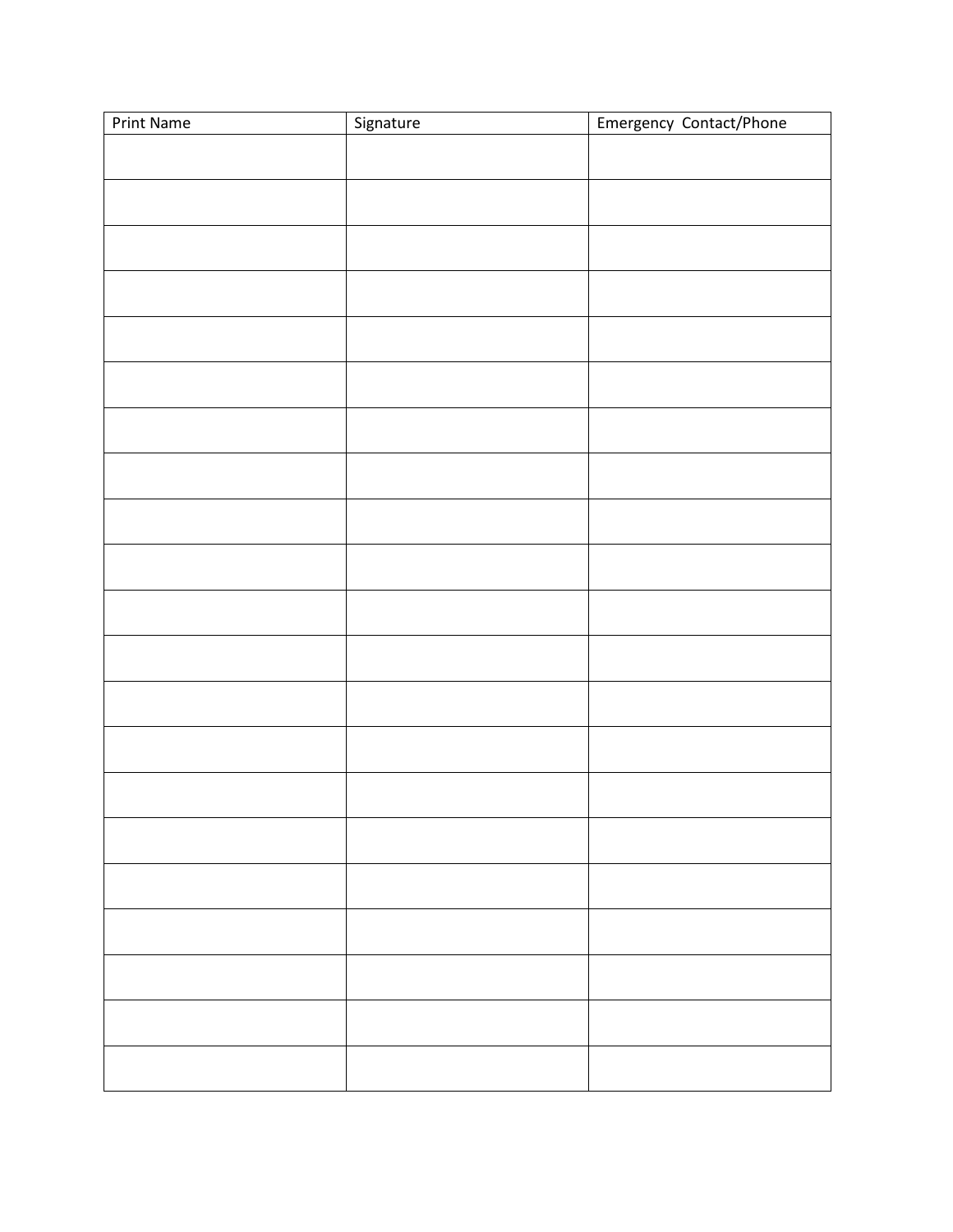| Print Name | Signature | Emergency Contact/Phone |
| --- | --- | --- |
| | | |
| | | |
| | | |
| | | |
| | | |
| | | |
| | | |
| | | |
| | | |
| | | |
| | | |
| | | |
| | | |
| | | |
| | | |
| | | |
| | | |
| | | |
| | | |
| | | |
| | | |